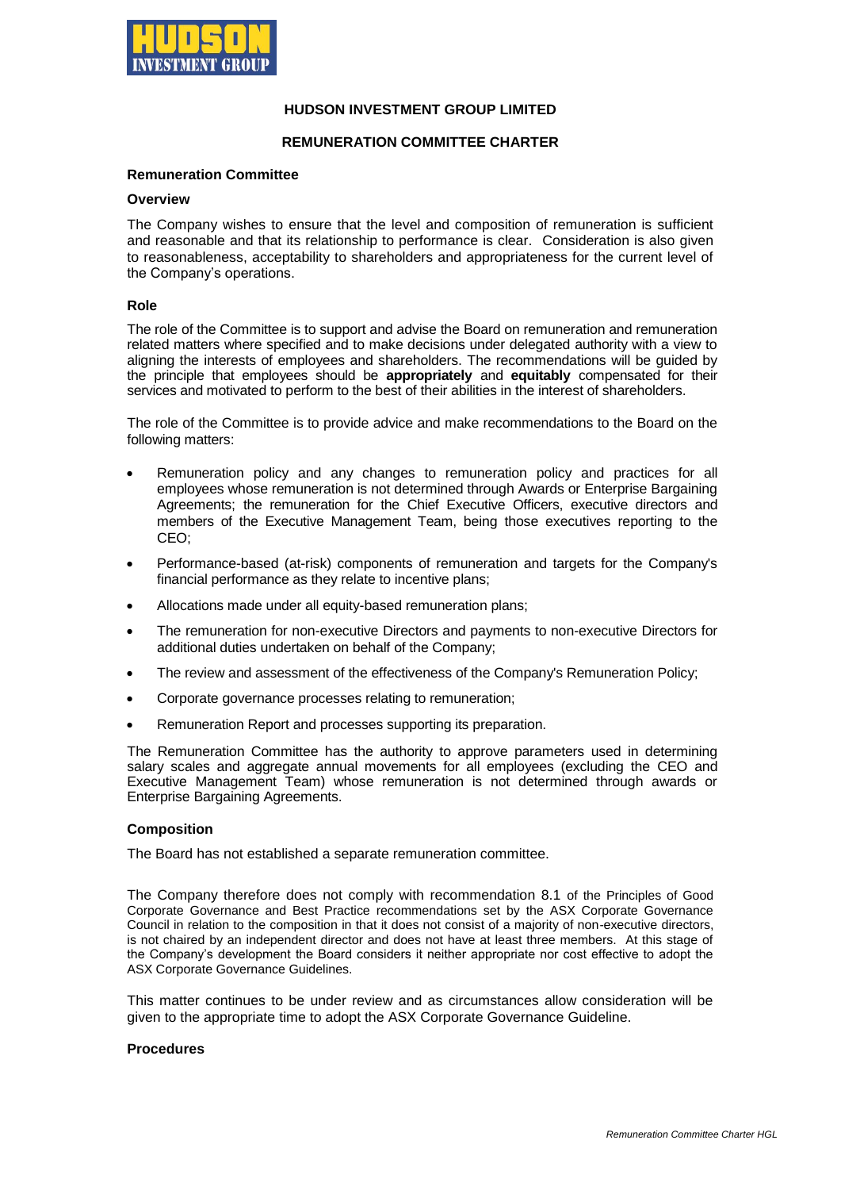# HUDSON INVESTMENT GROUP LIMITED

## REMUNERATION COMMITTEE CHARTER

### Remuneration Committee

### Overview

The Company wishes to ensure that the level and composition of remuneration is sufficient and reasonable and that its relationship to performance is clear. Consideration is also given to reasonableness, acceptability to shareholders and appropriateness for the current level of the Company's operations.

### Role

The role of the Committee is to support and advise the Board on remuneration and remuneration related matters where specified and to make decisions under delegated authority with a view to aligning the interests of employees and shareholders. The recommendations will be guided by the principle that employees should be **appropriately** and **equitably** compensated for their services and motivated to perform to the best of their abilities in the interest of shareholders.

The role of the Committee is to provide advice and make recommendations to the Board on the following matters:

- Remuneration policy and any changes to remuneration policy and practices for all employees whose remuneration is not determined through Awards or Enterprise Bargaining Agreements; the remuneration for the Chief Executive Officers, executive directors and members of the Executive Management Team, being those executives reporting to the CEO;
- Performance-based (at-risk) components of remuneration and targets for the Company's financial performance as they relate to incentive plans;
- Allocations made under all equity-based remuneration plans;
- The remuneration for non-executive Directors and payments to non-executive Directors for additional duties undertaken on behalf of the Company;
- The review and assessment of the effectiveness of the Company's Remuneration Policy;
- Corporate governance processes relating to remuneration;
- Remuneration Report and processes supporting its preparation.

The Remuneration Committee has the authority to approve parameters used in determining salary scales and aggregate annual movements for all employees (excluding the CEO and Executive Management Team) whose remuneration is not determined through awards or Enterprise Bargaining Agreements.

### Composition

The Board has not established a separate remuneration committee.

The Company therefore does not comply with recommendation 8.1 of the Principles of Good Corporate Governance and Best Practice recommendations set by the ASX Corporate Governance Council in relation to the composition in that it does not consist of a majority of non-executive directors, is not chaired by an independent director and does not have at least three members. At this stage of the Company's development the Board considers it neither appropriate nor cost effective to adopt the ASX Corporate Governance Guidelines.

This matter continues to be under review and as circumstances allow consideration will be given to the appropriate time to adopt the ASX Corporate Governance Guideline.

### Procedures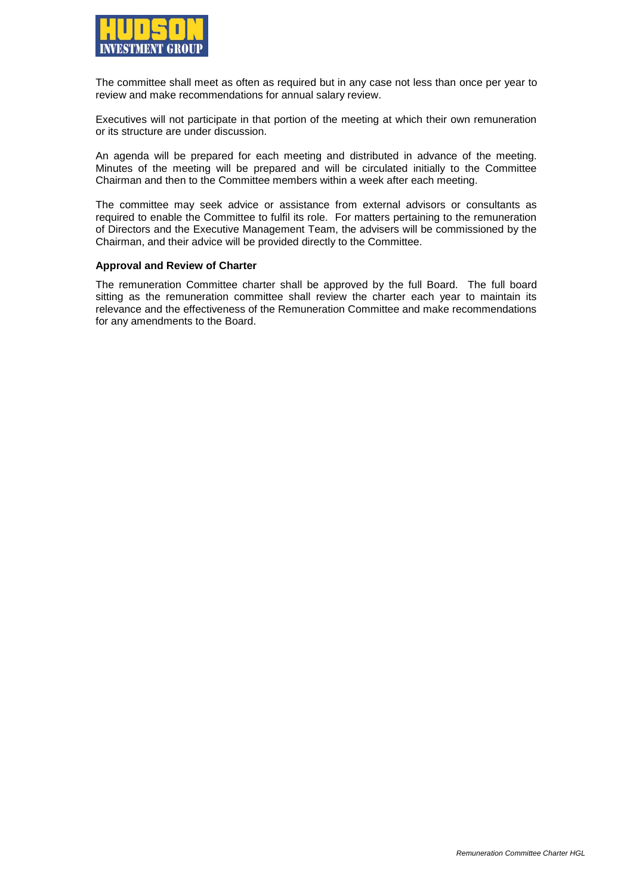The committee shall meet as often as required but in any case not less than once per year to review and make recommendations for annual salary review.

Executives will not participate in that portion of the meeting at which their own remuneration or its structure are under discussion.

An agenda will be prepared for each meeting and distributed in advance of the meeting. Minutes of the meeting will be prepared and will be circulated initially to the Committee Chairman and then to the Committee members within a week after each meeting.

The committee may seek advice or assistance from external advisors or consultants as required to enable the Committee to fulfil its role. For matters pertaining to the remuneration of Directors and the Executive Management Team, the advisers will be commissioned by the Chairman, and their advice will be provided directly to the Committee.

**Approval and Review of Charter**

The remuneration Committee charter shall be approved by the full Board. The full board sitting as the remuneration committee shall review the charter each year to maintain its relevance and the effectiveness of the Remuneration Committee and make recommendations for any amendments to the Board.